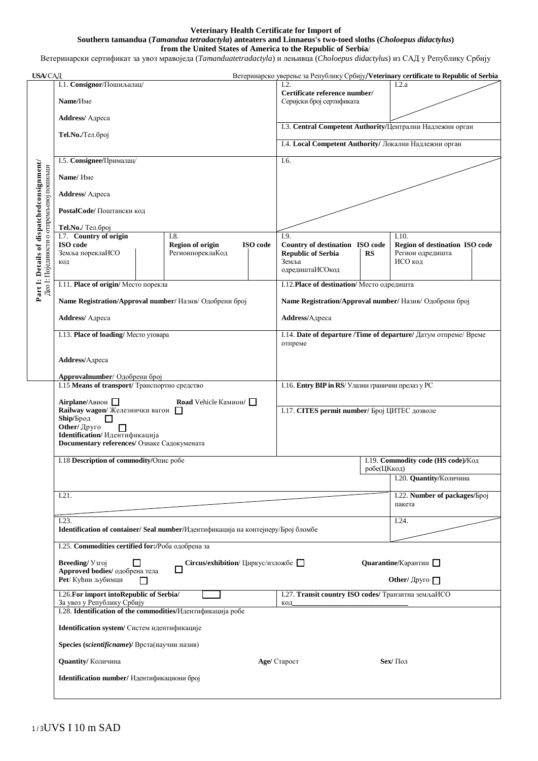**Veterinary Health Certificate for Import of Southern tamandua (*Tamandua tetradactyla*) anteaters and Linnaeus's two-toed sloths (*Choloepus didactylus*) from the United States of America to the Republic of Serbia**/

Ветеринарски сертификат за увоз мравоједа (*Tamanduatetradactyla*) и лењивца (*Choloepus didactylus*) из САД у Републику Србију

**USA**/САД — Ветеринарско уверење за Републику Србију/**Veterinary certificate to Republic of Serbia**

**Part I: Details of dispatchedconsignment/** Део I: Појединости о отпремљеној пошиљци

| | |
|---|---|
| I.1. **Consignor**/Пошиљалац/<br><br>**Name**/Име<br><br>**Address**/ Адреса<br><br>**Tel.No.**/Тел.број | I.2. **Certificate reference number/** Серијски број сертификата — I.2.a<br><br>I.3. **Central Competent Authority**/Централни Надлежни орган<br><br>I.4. **Local Competent Authority**/ Локални Надлежни орган |
| I.5. **Consignee**/Прималац/<br><br>**Name**/ Име<br><br>**Address**/ Адреса<br><br>**PostalCode**/ Поштански код<br><br>**Tel.No.**/ Тел.број | I.6. |
| I.7. **Country of origin ISO code** Земља пореклаИСО код — I.8. **Region of origin ISO code** РегионпореклаКод | I.9. **Country of destination ISO code Republic of Serbia RS** Земља одредиштаИСОкод — I.10. **Region of destination ISO code** Регион одредишта ИСО код |
| I.11. **Place of origin**/ Место порекла<br><br>**Name Registration/Approval number**/ Назив/ Одобрени број<br><br>**Address**/ Адреса | I.12.**Place of destination**/ Место одредишта<br><br>**Name Registration/Approval number**/ Назив/ Одобрени број<br><br>**Address**/Адреса |
| I.13. **Place of loading**/ Место утовара<br><br>**Address**/Адреса<br><br>**Approvalnumber**/ Одобрени број | I.14. **Date of departure /Time of departure**/ Датум отпреме/ Време отпреме |
| I.15 **Means of transport**/ Транспортно средство<br><br>**Airplane**/Авион ☐ **Road** Vehicle Камион/ ☐<br>**Railway wagon**/ Железнички вагон ☐<br>**Ship**/Брод ☐<br>**Other**/ Друго ☐<br>**Identification**/ Идентификација<br>**Documentary references**/ Ознаке Садокумената | I.16. **Entry BIP in RS**/ Улазни гранични прелаз у РС<br><br>I.17. **CITES permit number**/ Број ЦИТЕС дозволе |
| I.18 **Description of commodity**/Опис робе | I.19. **Commodity code (HS code)**/Код робе(ЦКкод)<br><br>I.20. **Quantity**/Количина |
| I.21. | I.22. **Number of packages**/Број пакета |
| I.23. **Identification of container/ Seal number**/Идентификација на контејнеру/Број бломбе | I.24. |
| I.25. **Commodities certified for:**/Роба одобрена за<br><br>**Breeding**/ Узгој ☐ **Circus/exhibition**/ Циркус/изложбе ☐ **Quarantine**/Карантин ☐<br>**Approved bodies**/ одобрена тела ☐<br>**Pet**/ Кућни љубимци ☐ **Other**/ Друго ☐ | |
| I.26.**For import intoRepublic of Serbia**/ За увоз у Републику Србију ☐ | I.27. **Transit country ISO codes**/ Транзитна земљаИСО код_______________ |
| I.28. **Identification of the commodities**/Идентификација робе<br><br>**Identification system**/ Систем идентификације<br><br>**Species (*scientificname*)**/ Врста(научни назив)<br><br>**Quantity**/ Количина **Age**/ Старост **Sex**/ Пол<br><br>**Identification number**/ Идентификациони број | |

UVS I 10 m SAD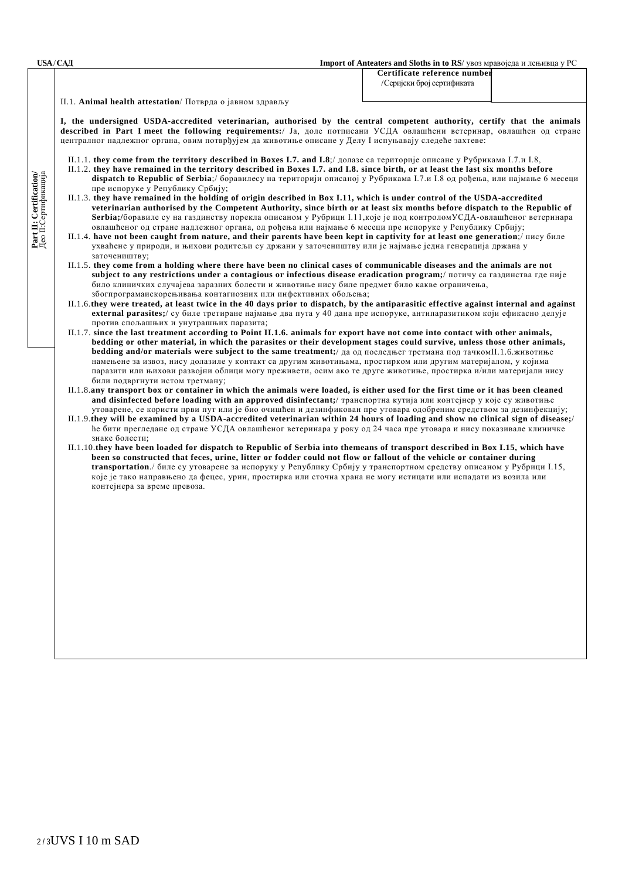Certificate reference number /Серијски број сертификата

Part II: Certification/ Део II:Сертификација

II.1. **Animal health attestation**/ Потврда о јавном здрављу

**I, the undersigned USDA-accredited veterinarian, authorised by the central competent authority, certify that the animals described in Part I meet the following requirements:**/ Ја, доле потписани УСДА овлашћени ветеринар, овлашћен од стране централног надлежног органа, овим потврђујем да животиње описане у Делу I испуњавају следеће захтеве:

II.1.1. **they come from the territory described in Boxes I.7. and I.8**;/ долазе са територије описане у Рубрикама I.7.и I.8,

II.1.2. **they have remained in the territory described in Boxes I.7. and I.8. since birth, or at least the last six months before dispatch to Republic of Serbia**;/ боравилесу на територији описаној у Рубрикама I.7.и I.8 од рођења, или најмање 6 месеци пре испоруке у Републику Србију;

II.1.3. **they have remained in the holding of origin described in Box I.11, which is under control of the USDA-accredited veterinarian authorised by the Competent Authority, since birth or at least six months before dispatch to the Republic of Serbia;**/боравиле су на газдинству порекла описаном у Рубрици I.11,које је под контроломУСДА-овлашћеног ветеринара овлашћеног од стране надлежног органа, од рођења или најмање 6 месеци пре испоруке у Републику Србију;

II.1.4. **have not been caught from nature, and their parents have been kept in captivity for at least one generation**;/ нису биле ухваћене у природи, и њихови родитељи су држани у заточеништву или је најмање једна генерација држана у заточеништву;

II.1.5. **they come from a holding where there have been no clinical cases of communicable diseases and the animals are not subject to any restrictions under a contagious or infectious disease eradication program;**/ потичу са газдинства где није било клиничких случајева заразних болести и животиње нису биле предмет било какве ограничења, збогпрограмаискорењивања контагиозних или инфективних обољења;

II.1.6.**they were treated, at least twice in the 40 days prior to dispatch, by the antiparasitic effective against internal and against external parasites;**/ су биле третиране најмање два пута у 40 дана пре испоруке, антипаразитиком који ефикасно делује против спољашњих и унутрашњих паразита;

II.1.7. **since the last treatment according to Point II.1.6. animals for export have not come into contact with other animals, bedding or other material, in which the parasites or their development stages could survive, unless those other animals, bedding and/or materials were subject to the same treatment;**/ да од последњег третмана под тачкомII.1.6.животиње намењене за извоз, нису долазиле у контакт са другим животињама, простирком или другим материјалом, у којима паразити или њихови развојни облици могу преживети, осим ако те друге животиње, простирка и/или материјали нису били подвргнути истом третману;

II.1.8.**any transport box or container in which the animals were loaded, is either used for the first time or it has been cleaned and disinfected before loading with an approved disinfectant;**/ транспортна кутија или контејнер у које су животиње утоварене, се користи први пут или је био очишћен и дезинфикован пре утовара одобреним средством за дезинфекцију;

II.1.9.**they will be examined by a USDA-accredited veterinarian within 24 hours of loading and show no clinical sign of disease;**/ ће бити прегледане од стране УСДА овлашћеног ветеринара у року од 24 часа пре утовара и нису показивале клиничке знаке болести;

II.1.10.**they have been loaded for dispatch to Republic of Serbia into themeans of transport described in Box I.15, which have been so constructed that feces, urine, litter or fodder could not flow or fallout of the vehicle or container during transportation**./ биле су утоварене за испоруку у Републику Србију у транспортном средству описаном у Рубрици I.15, које је тако направљено да фецес, урин, простирка или сточна храна не могу истицати или испадати из возила или контејнера за време превоза.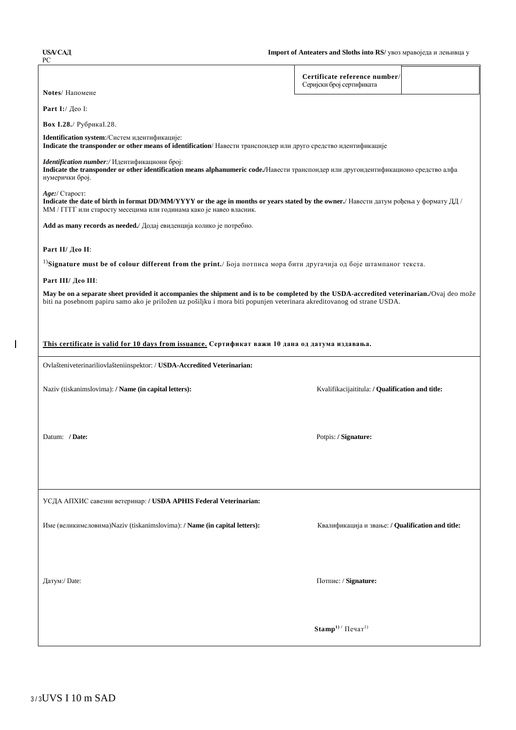| Certificate reference number/ Серијски број сертификата | |
|---|---|

**Notes**/ Напомене

**Part I:**/ Део I:

**Box I.28.**/ РубрикаI.28.

**Identification system**:/Систем идентификације:
**Indicate the transponder or other means of identification**/ Навести транспондер или друго средство идентификације

***Identification number**:/* Идентификациони број:
**Indicate the transponder or other identification means alphanumeric code.**/Навести транспондер или другоидентификационо средство алфа нумерички број.

***Age:***/ Старост:
**Indicate the date of birth in format DD/MM/YYYY or the age in months or years stated by the owner.**/ Навести датум рођења у формату ДД / ММ / ГГГГ или старосту месецима или годинама како је навео власник.

**Add as many records as needed.**/ Додај евиденција колико је потребно.

**Part II/ Део II**:

[1)]**Signature must be of colour different from the print.**/ Боја потписа мора бити другачија од боје штампаног текста.

**Part III/ Део III**:

**May be on a separate sheet provided it accompanies the shipment and is to be completed by the USDA-accredited veterinarian.**/Ovaj deo može biti na posebnom papiru samo ako je priložen uz pošiljku i mora biti popunjen veterinara akreditovanog od strane USDA.

**This certificate is valid for 10 days from issuance. Сертификат важи 10 дана од датума издавања.**

Ovlašteniveterinariliovlašteniinspektor: / **USDA-Accredited Veterinarian:**

Naziv (tiskanimslovima): **/ Name (in capital letters):**

Kvalifikacijaititula: **/ Qualification and title:**

Datum: **/ Date:**

Potpis: **/ Signature:**

УСДА АПХИС савезни ветеринар: **/ USDA APHIS Federal Veterinarian:**

Име (великимсловима)Naziv (tiskanimslovima): **/ Name (in capital letters):**

Квалификација и звање: **/ Qualification and title:**

Датум:/ Date:

Потпис: / **Signature:**

**Stamp**[1)] / Печат[1)]

UVS I 10 m SAD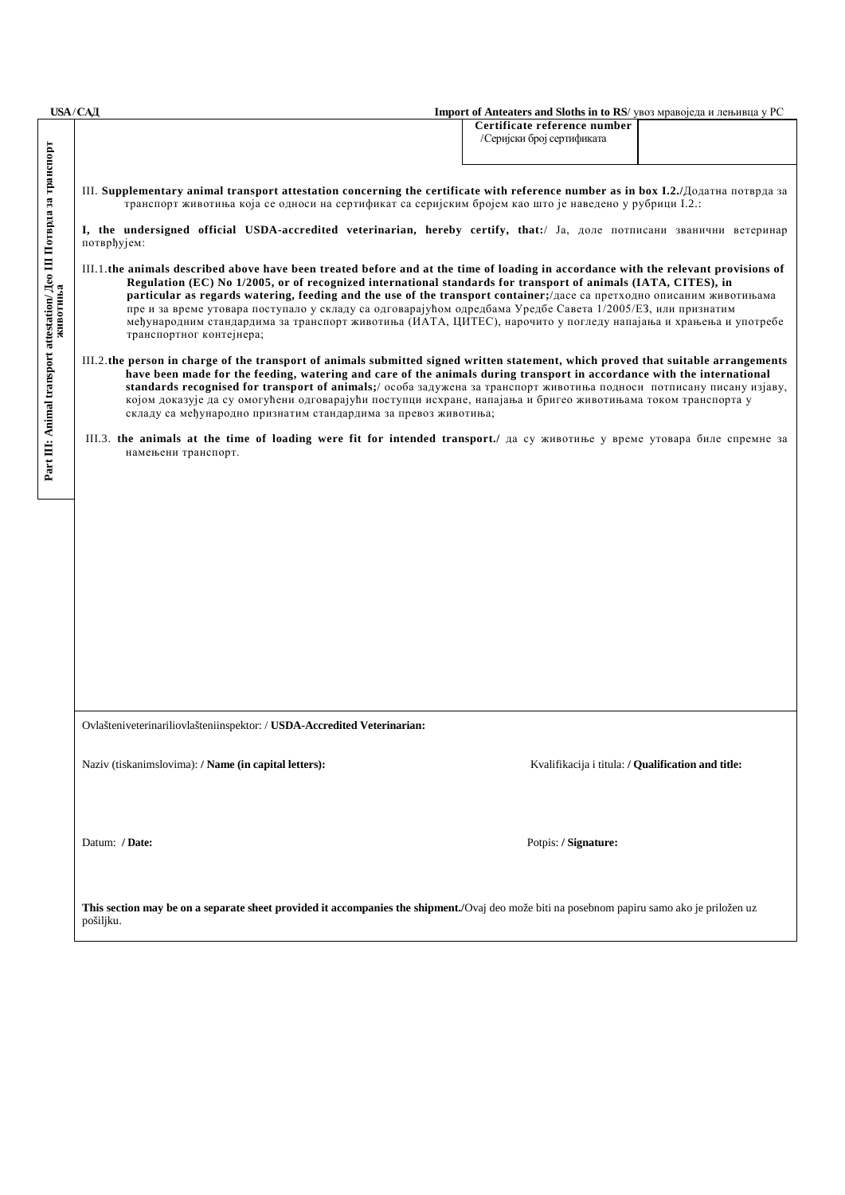**Certificate reference number** /Серијски број сертификата

**Part III: Animal transport attestation/ Део III Потврда за транспорт животиња**

III. **Supplementary animal transport attestation concerning the certificate with reference number as in box I.2./**Додатна потврда за транспорт животиња која се односи на сертификат са серијским бројем као што је наведено у рубрици I.2.:

**I, the undersigned official USDA-accredited veterinarian, hereby certify, that:**/ Ја, доле потписани званични ветеринар потврђујем:

III.1. **the animals described above have been treated before and at the time of loading in accordance with the relevant provisions of Regulation (EC) No 1/2005, or of recognized international standards for transport of animals (IATA, CITES), in particular as regards watering, feeding and the use of the transport container;**/дасе са претходно описаним животињама пре и за време утовара поступало у складу са одговарајућом одредбама Уредбе Савета 1/2005/ЕЗ, или признатим међународним стандардима за транспорт животиња (ИАТА, ЦИТЕС), нарочито у погледу напајања и храњења и употребе транспортног контејнера;

III.2. **the person in charge of the transport of animals submitted signed written statement, which proved that suitable arrangements have been made for the feeding, watering and care of the animals during transport in accordance with the international standards recognised for transport of animals;**/ особа задужена за транспорт животиња подноси потписану писану изјаву, којом доказује да су омогућени одговарајући поступци исхране, напајања и бригео животињама током транспорта у складу са међународно признатим стандардима за превоз животиња;

III.3. **the animals at the time of loading were fit for intended transport.**/ да су животиње у време утовара биле спремне за намењени транспорт.

Ovlašteniveterinariliovlašteniinspektor: / **USDA-Accredited Veterinarian:**

Naziv (tiskanimslovima): **/ Name (in capital letters):**

Kvalifikacija i titula: **/ Qualification and title:**

Datum: **/ Date:**

Potpis: **/ Signature:**

**This section may be on a separate sheet provided it accompanies the shipment./**Ovaj deo može biti na posebnom papiru samo ako je priložen uz pošiljku.